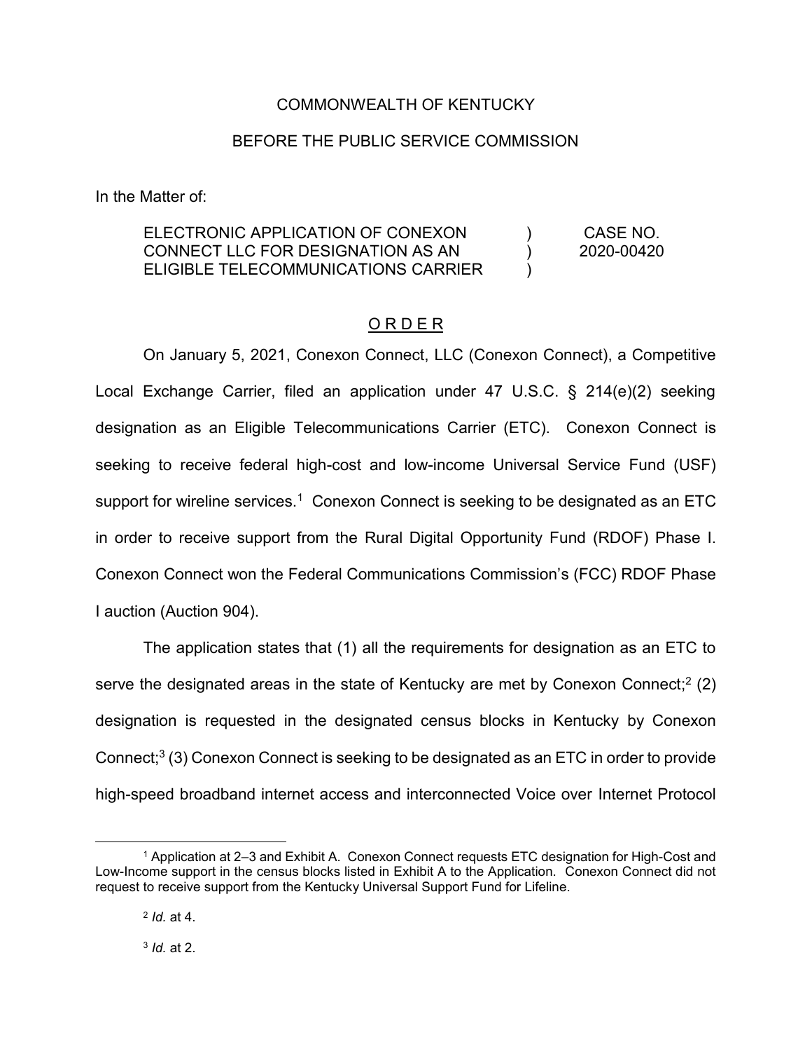COMMONWEALTH OF KENTUCKY

BEFORE THE PUBLIC SERVICE COMMISSION

In the Matter of:

| | | |
|---|---|---|
| ELECTRONIC APPLICATION OF CONEXON CONNECT LLC FOR DESIGNATION AS AN ELIGIBLE TELECOMMUNICATIONS CARRIER | ) ) ) | CASE NO. 2020-00420 |

## O R D E R

On January 5, 2021, Conexon Connect, LLC (Conexon Connect), a Competitive Local Exchange Carrier, filed an application under 47 U.S.C. § 214(e)(2) seeking designation as an Eligible Telecommunications Carrier (ETC). Conexon Connect is seeking to receive federal high-cost and low-income Universal Service Fund (USF) support for wireline services.[1] Conexon Connect is seeking to be designated as an ETC in order to receive support from the Rural Digital Opportunity Fund (RDOF) Phase I. Conexon Connect won the Federal Communications Commission's (FCC) RDOF Phase I auction (Auction 904).

The application states that (1) all the requirements for designation as an ETC to serve the designated areas in the state of Kentucky are met by Conexon Connect;[2] (2) designation is requested in the designated census blocks in Kentucky by Conexon Connect;[3] (3) Conexon Connect is seeking to be designated as an ETC in order to provide high-speed broadband internet access and interconnected Voice over Internet Protocol

---

[1] Application at 2–3 and Exhibit A. Conexon Connect requests ETC designation for High-Cost and Low-Income support in the census blocks listed in Exhibit A to the Application. Conexon Connect did not request to receive support from the Kentucky Universal Support Fund for Lifeline.

[2] *Id.* at 4.

[3] *Id.* at 2.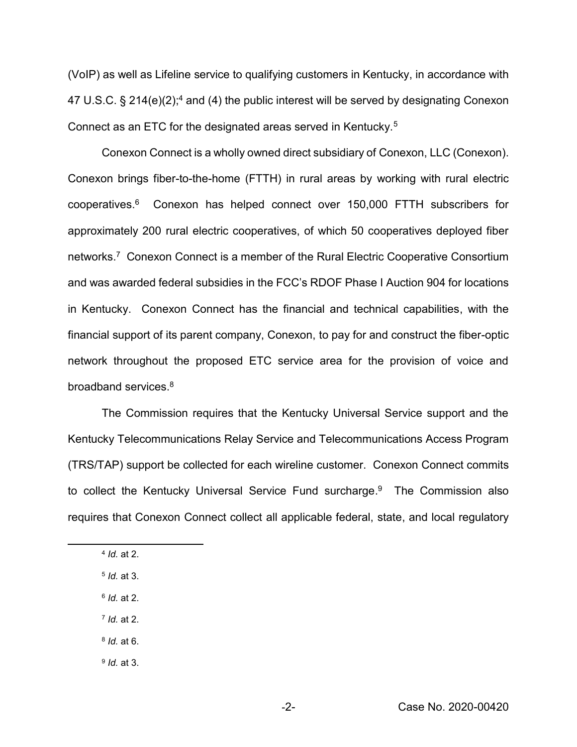(VoIP) as well as Lifeline service to qualifying customers in Kentucky, in accordance with 47 U.S.C. § 214(e)(2);[4] and (4) the public interest will be served by designating Conexon Connect as an ETC for the designated areas served in Kentucky.[5]

Conexon Connect is a wholly owned direct subsidiary of Conexon, LLC (Conexon). Conexon brings fiber-to-the-home (FTTH) in rural areas by working with rural electric cooperatives.[6] Conexon has helped connect over 150,000 FTTH subscribers for approximately 200 rural electric cooperatives, of which 50 cooperatives deployed fiber networks.[7] Conexon Connect is a member of the Rural Electric Cooperative Consortium and was awarded federal subsidies in the FCC's RDOF Phase I Auction 904 for locations in Kentucky. Conexon Connect has the financial and technical capabilities, with the financial support of its parent company, Conexon, to pay for and construct the fiber-optic network throughout the proposed ETC service area for the provision of voice and broadband services.[8]

The Commission requires that the Kentucky Universal Service support and the Kentucky Telecommunications Relay Service and Telecommunications Access Program (TRS/TAP) support be collected for each wireline customer. Conexon Connect commits to collect the Kentucky Universal Service Fund surcharge.[9] The Commission also requires that Conexon Connect collect all applicable federal, state, and local regulatory

---

[4] *Id.* at 2.

[5] *Id.* at 3.

[6] *Id.* at 2.

[7] *Id.* at 2.

[8] *Id.* at 6.

[9] *Id.* at 3.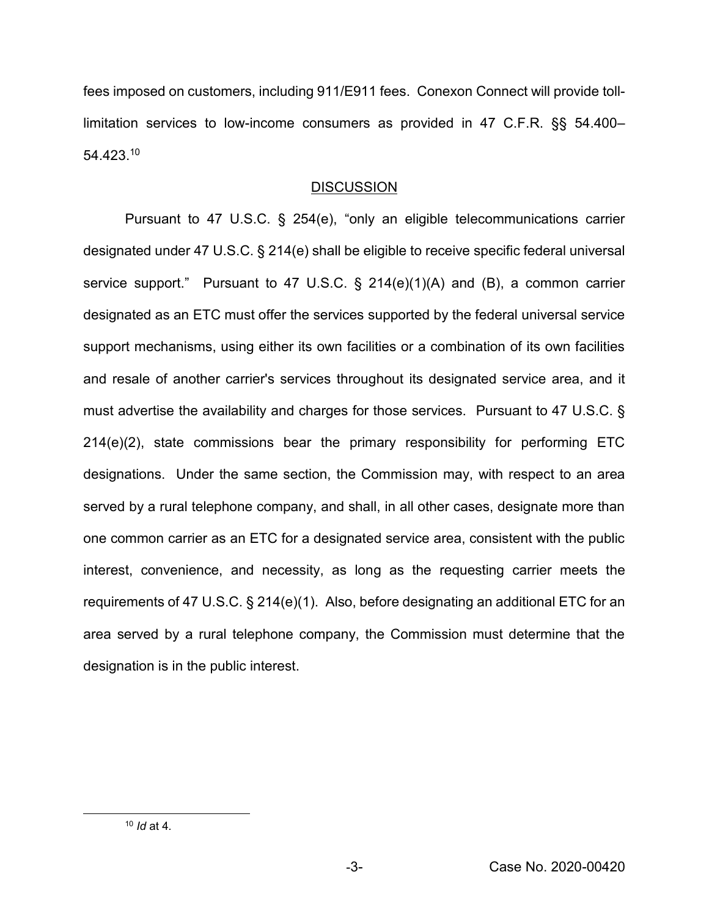fees imposed on customers, including 911/E911 fees. Conexon Connect will provide toll-limitation services to low-income consumers as provided in 47 C.F.R. §§ 54.400–54.423.[10]

## DISCUSSION

Pursuant to 47 U.S.C. § 254(e), "only an eligible telecommunications carrier designated under 47 U.S.C. § 214(e) shall be eligible to receive specific federal universal service support." Pursuant to 47 U.S.C. § 214(e)(1)(A) and (B), a common carrier designated as an ETC must offer the services supported by the federal universal service support mechanisms, using either its own facilities or a combination of its own facilities and resale of another carrier's services throughout its designated service area, and it must advertise the availability and charges for those services. Pursuant to 47 U.S.C. § 214(e)(2), state commissions bear the primary responsibility for performing ETC designations. Under the same section, the Commission may, with respect to an area served by a rural telephone company, and shall, in all other cases, designate more than one common carrier as an ETC for a designated service area, consistent with the public interest, convenience, and necessity, as long as the requesting carrier meets the requirements of 47 U.S.C. § 214(e)(1). Also, before designating an additional ETC for an area served by a rural telephone company, the Commission must determine that the designation is in the public interest.

---

[10] *Id* at 4.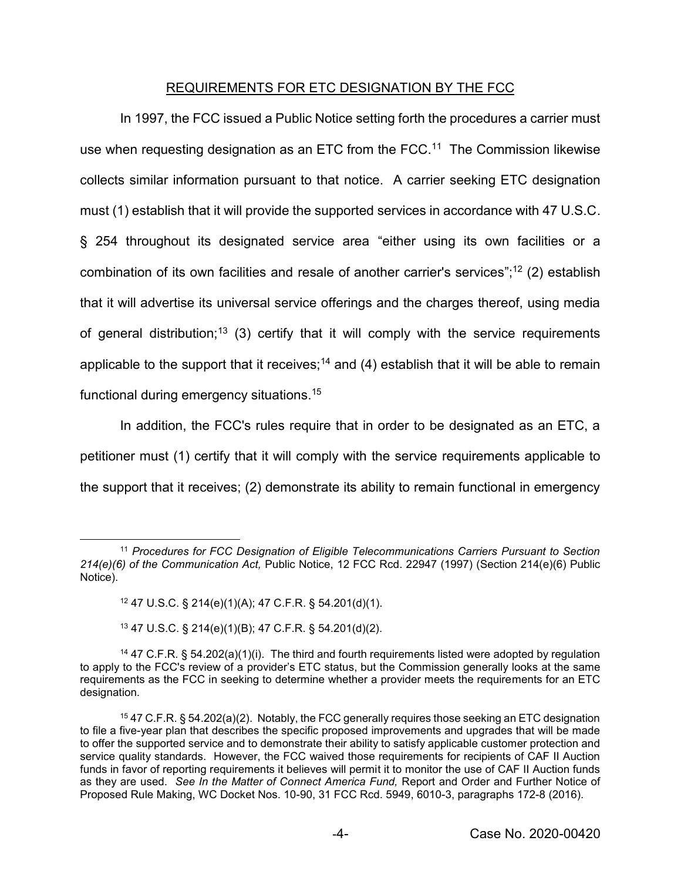## REQUIREMENTS FOR ETC DESIGNATION BY THE FCC

In 1997, the FCC issued a Public Notice setting forth the procedures a carrier must use when requesting designation as an ETC from the FCC.[11] The Commission likewise collects similar information pursuant to that notice. A carrier seeking ETC designation must (1) establish that it will provide the supported services in accordance with 47 U.S.C. § 254 throughout its designated service area "either using its own facilities or a combination of its own facilities and resale of another carrier's services";[12] (2) establish that it will advertise its universal service offerings and the charges thereof, using media of general distribution;[13] (3) certify that it will comply with the service requirements applicable to the support that it receives;[14] and (4) establish that it will be able to remain functional during emergency situations.[15]

In addition, the FCC's rules require that in order to be designated as an ETC, a petitioner must (1) certify that it will comply with the service requirements applicable to the support that it receives; (2) demonstrate its ability to remain functional in emergency

---

[11] *Procedures for FCC Designation of Eligible Telecommunications Carriers Pursuant to Section 214(e)(6) of the Communication Act,* Public Notice, 12 FCC Rcd. 22947 (1997) (Section 214(e)(6) Public Notice).

[12] 47 U.S.C. § 214(e)(1)(A); 47 C.F.R. § 54.201(d)(1).

[13] 47 U.S.C. § 214(e)(1)(B); 47 C.F.R. § 54.201(d)(2).

[14] 47 C.F.R. § 54.202(a)(1)(i). The third and fourth requirements listed were adopted by regulation to apply to the FCC's review of a provider's ETC status, but the Commission generally looks at the same requirements as the FCC in seeking to determine whether a provider meets the requirements for an ETC designation.

[15] 47 C.F.R. § 54.202(a)(2). Notably, the FCC generally requires those seeking an ETC designation to file a five-year plan that describes the specific proposed improvements and upgrades that will be made to offer the supported service and to demonstrate their ability to satisfy applicable customer protection and service quality standards. However, the FCC waived those requirements for recipients of CAF II Auction funds in favor of reporting requirements it believes will permit it to monitor the use of CAF II Auction funds as they are used. *See In the Matter of Connect America Fund,* Report and Order and Further Notice of Proposed Rule Making, WC Docket Nos. 10-90, 31 FCC Rcd. 5949, 6010-3, paragraphs 172-8 (2016).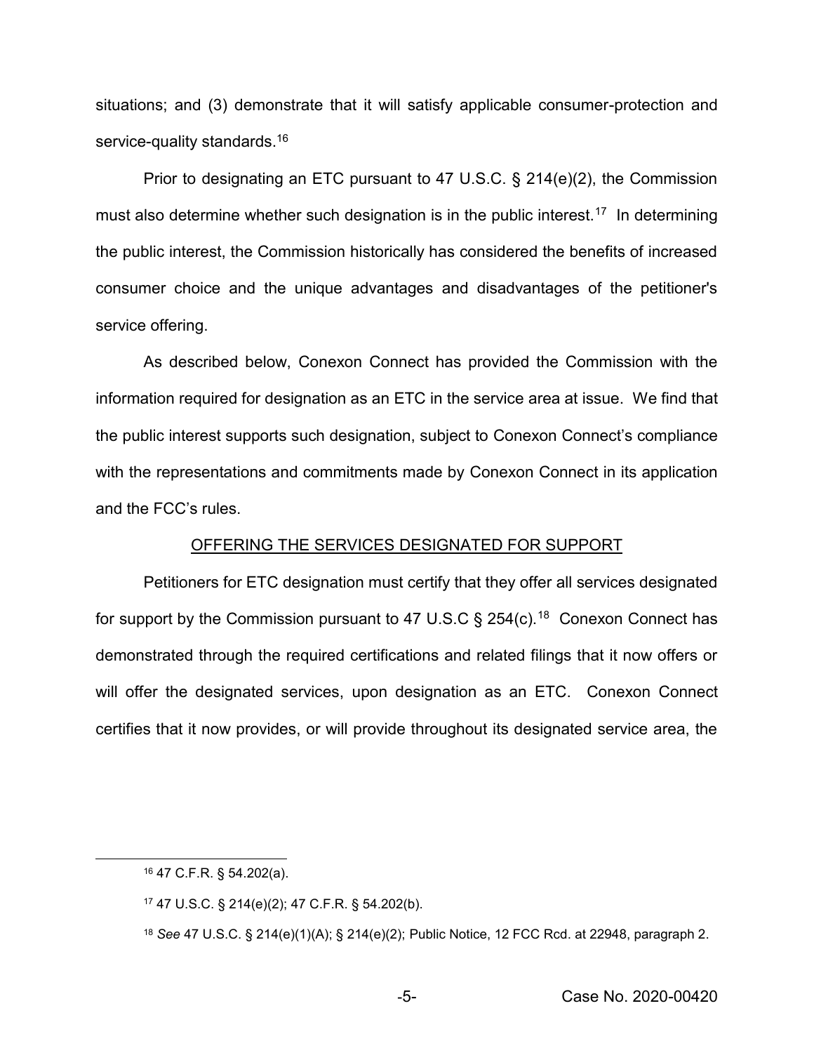situations; and (3) demonstrate that it will satisfy applicable consumer-protection and service-quality standards.[16]

Prior to designating an ETC pursuant to 47 U.S.C. § 214(e)(2), the Commission must also determine whether such designation is in the public interest.[17] In determining the public interest, the Commission historically has considered the benefits of increased consumer choice and the unique advantages and disadvantages of the petitioner's service offering.

As described below, Conexon Connect has provided the Commission with the information required for designation as an ETC in the service area at issue. We find that the public interest supports such designation, subject to Conexon Connect's compliance with the representations and commitments made by Conexon Connect in its application and the FCC's rules.

<u>OFFERING THE SERVICES DESIGNATED FOR SUPPORT</u>

Petitioners for ETC designation must certify that they offer all services designated for support by the Commission pursuant to 47 U.S.C § 254(c).[18] Conexon Connect has demonstrated through the required certifications and related filings that it now offers or will offer the designated services, upon designation as an ETC. Conexon Connect certifies that it now provides, or will provide throughout its designated service area, the

---

[16] 47 C.F.R. § 54.202(a).

[17] 47 U.S.C. § 214(e)(2); 47 C.F.R. § 54.202(b).

[18] *See* 47 U.S.C. § 214(e)(1)(A); § 214(e)(2); Public Notice, 12 FCC Rcd. at 22948, paragraph 2.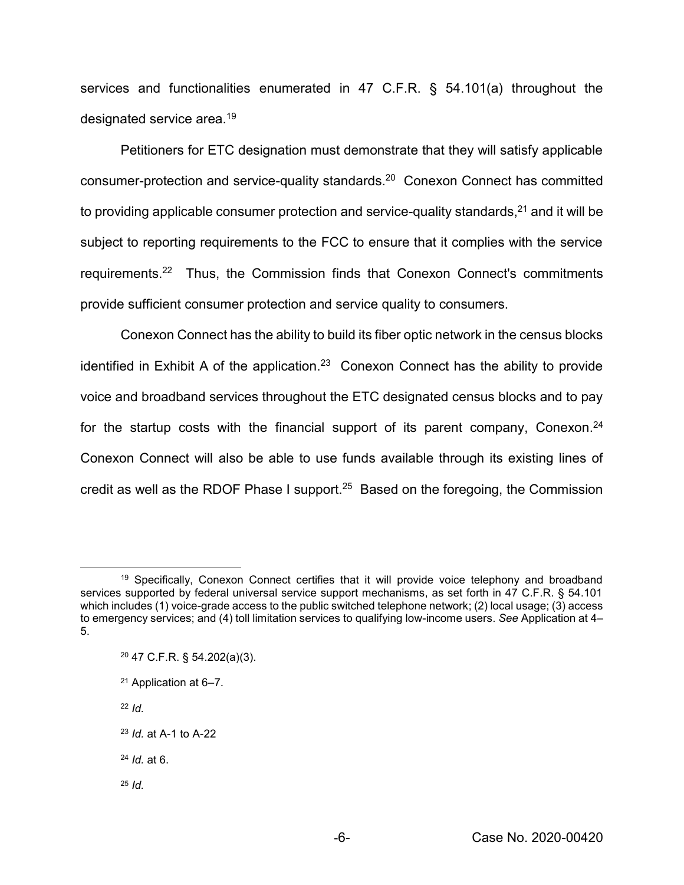services and functionalities enumerated in 47 C.F.R. § 54.101(a) throughout the designated service area.[19]

Petitioners for ETC designation must demonstrate that they will satisfy applicable consumer-protection and service-quality standards.[20] Conexon Connect has committed to providing applicable consumer protection and service-quality standards,[21] and it will be subject to reporting requirements to the FCC to ensure that it complies with the service requirements.[22] Thus, the Commission finds that Conexon Connect's commitments provide sufficient consumer protection and service quality to consumers.

Conexon Connect has the ability to build its fiber optic network in the census blocks identified in Exhibit A of the application.[23] Conexon Connect has the ability to provide voice and broadband services throughout the ETC designated census blocks and to pay for the startup costs with the financial support of its parent company, Conexon.[24] Conexon Connect will also be able to use funds available through its existing lines of credit as well as the RDOF Phase I support.[25] Based on the foregoing, the Commission

---

[19] Specifically, Conexon Connect certifies that it will provide voice telephony and broadband services supported by federal universal service support mechanisms, as set forth in 47 C.F.R. § 54.101 which includes (1) voice-grade access to the public switched telephone network; (2) local usage; (3) access to emergency services; and (4) toll limitation services to qualifying low-income users. *See* Application at 4–5.

[20] 47 C.F.R. § 54.202(a)(3).

[21] Application at 6–7.

[22] *Id.*

[23] *Id.* at A-1 to A-22

[24] *Id.* at 6.

[25] *Id.*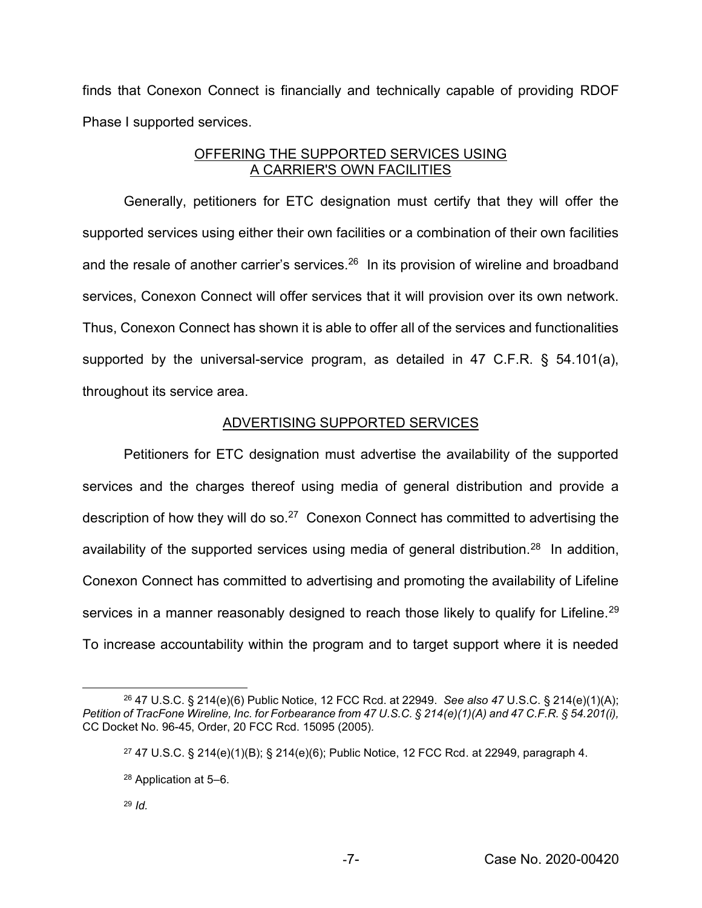finds that Conexon Connect is financially and technically capable of providing RDOF Phase I supported services.

## OFFERING THE SUPPORTED SERVICES USING A CARRIER'S OWN FACILITIES

Generally, petitioners for ETC designation must certify that they will offer the supported services using either their own facilities or a combination of their own facilities and the resale of another carrier's services.[26] In its provision of wireline and broadband services, Conexon Connect will offer services that it will provision over its own network. Thus, Conexon Connect has shown it is able to offer all of the services and functionalities supported by the universal-service program, as detailed in 47 C.F.R. § 54.101(a), throughout its service area.

## ADVERTISING SUPPORTED SERVICES

Petitioners for ETC designation must advertise the availability of the supported services and the charges thereof using media of general distribution and provide a description of how they will do so.[27] Conexon Connect has committed to advertising the availability of the supported services using media of general distribution.[28] In addition, Conexon Connect has committed to advertising and promoting the availability of Lifeline services in a manner reasonably designed to reach those likely to qualify for Lifeline.[29] To increase accountability within the program and to target support where it is needed

---

[26] 47 U.S.C. § 214(e)(6) Public Notice, 12 FCC Rcd. at 22949. *See also 47* U.S.C. § 214(e)(1)(A); *Petition of TracFone Wireline, Inc. for Forbearance from 47 U.S.C. § 214(e)(1)(A) and 47 C.F.R. § 54.201(i),* CC Docket No. 96-45, Order, 20 FCC Rcd. 15095 (2005).

[27] 47 U.S.C. § 214(e)(1)(B); § 214(e)(6); Public Notice, 12 FCC Rcd. at 22949, paragraph 4.

[28] Application at 5–6.

[29] *Id.*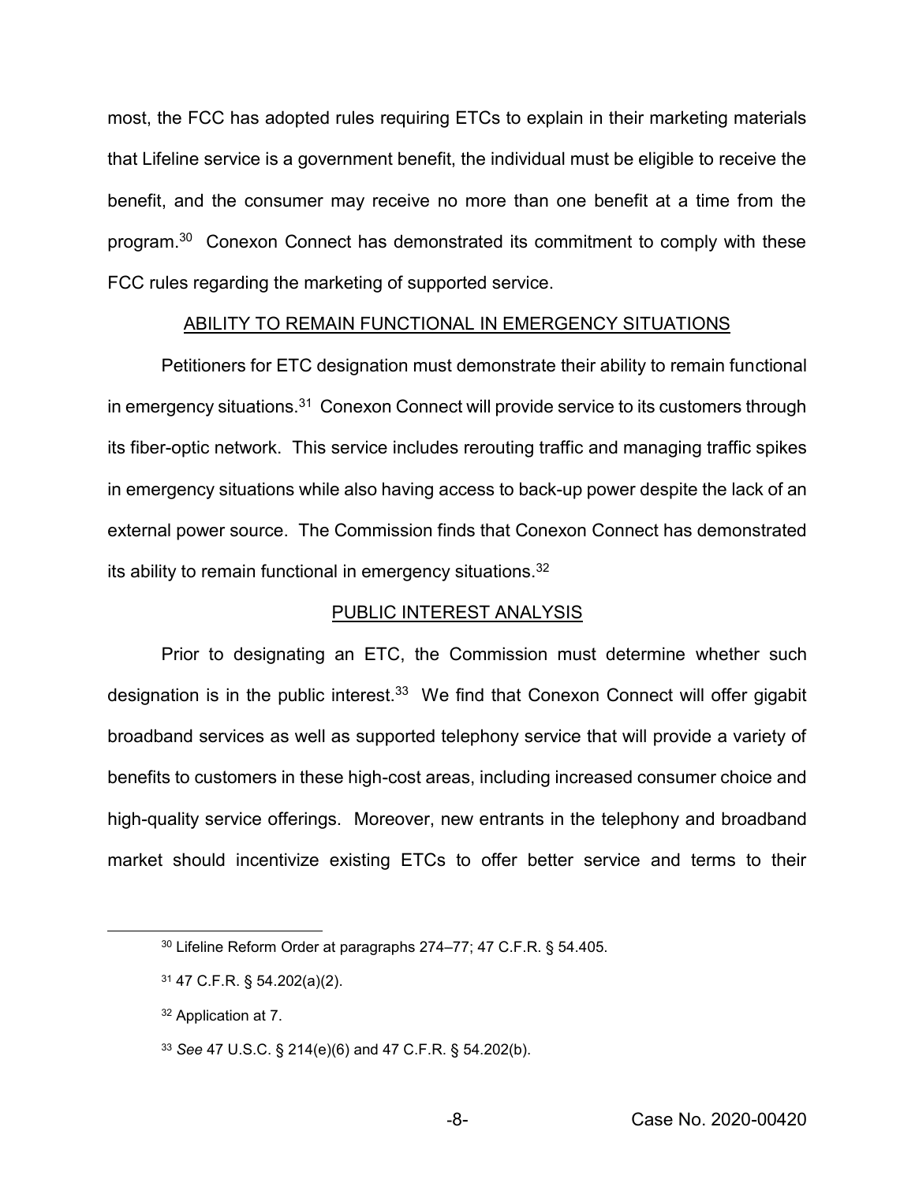most, the FCC has adopted rules requiring ETCs to explain in their marketing materials that Lifeline service is a government benefit, the individual must be eligible to receive the benefit, and the consumer may receive no more than one benefit at a time from the program.[30] Conexon Connect has demonstrated its commitment to comply with these FCC rules regarding the marketing of supported service.

## ABILITY TO REMAIN FUNCTIONAL IN EMERGENCY SITUATIONS

Petitioners for ETC designation must demonstrate their ability to remain functional in emergency situations.[31] Conexon Connect will provide service to its customers through its fiber-optic network. This service includes rerouting traffic and managing traffic spikes in emergency situations while also having access to back-up power despite the lack of an external power source. The Commission finds that Conexon Connect has demonstrated its ability to remain functional in emergency situations.[32]

## PUBLIC INTEREST ANALYSIS

Prior to designating an ETC, the Commission must determine whether such designation is in the public interest.[33] We find that Conexon Connect will offer gigabit broadband services as well as supported telephony service that will provide a variety of benefits to customers in these high-cost areas, including increased consumer choice and high-quality service offerings. Moreover, new entrants in the telephony and broadband market should incentivize existing ETCs to offer better service and terms to their

---

[30] Lifeline Reform Order at paragraphs 274–77; 47 C.F.R. § 54.405.

[31] 47 C.F.R. § 54.202(a)(2).

[32] Application at 7.

[33] *See* 47 U.S.C. § 214(e)(6) and 47 C.F.R. § 54.202(b).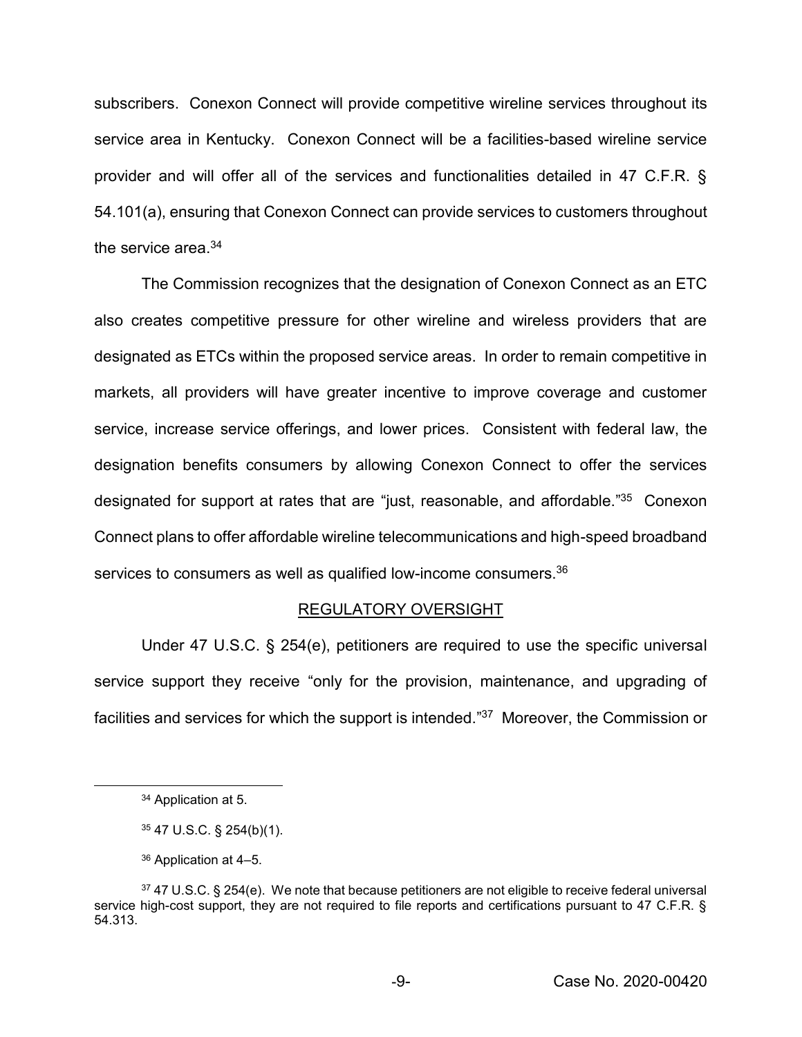subscribers. Conexon Connect will provide competitive wireline services throughout its service area in Kentucky. Conexon Connect will be a facilities-based wireline service provider and will offer all of the services and functionalities detailed in 47 C.F.R. § 54.101(a), ensuring that Conexon Connect can provide services to customers throughout the service area.[34]

The Commission recognizes that the designation of Conexon Connect as an ETC also creates competitive pressure for other wireline and wireless providers that are designated as ETCs within the proposed service areas. In order to remain competitive in markets, all providers will have greater incentive to improve coverage and customer service, increase service offerings, and lower prices. Consistent with federal law, the designation benefits consumers by allowing Conexon Connect to offer the services designated for support at rates that are "just, reasonable, and affordable."[35] Conexon Connect plans to offer affordable wireline telecommunications and high-speed broadband services to consumers as well as qualified low-income consumers.[36]

## REGULATORY OVERSIGHT

Under 47 U.S.C. § 254(e), petitioners are required to use the specific universal service support they receive "only for the provision, maintenance, and upgrading of facilities and services for which the support is intended."[37] Moreover, the Commission or

---

[34] Application at 5.

[35] 47 U.S.C. § 254(b)(1).

[36] Application at 4–5.

[37] 47 U.S.C. § 254(e). We note that because petitioners are not eligible to receive federal universal service high-cost support, they are not required to file reports and certifications pursuant to 47 C.F.R. § 54.313.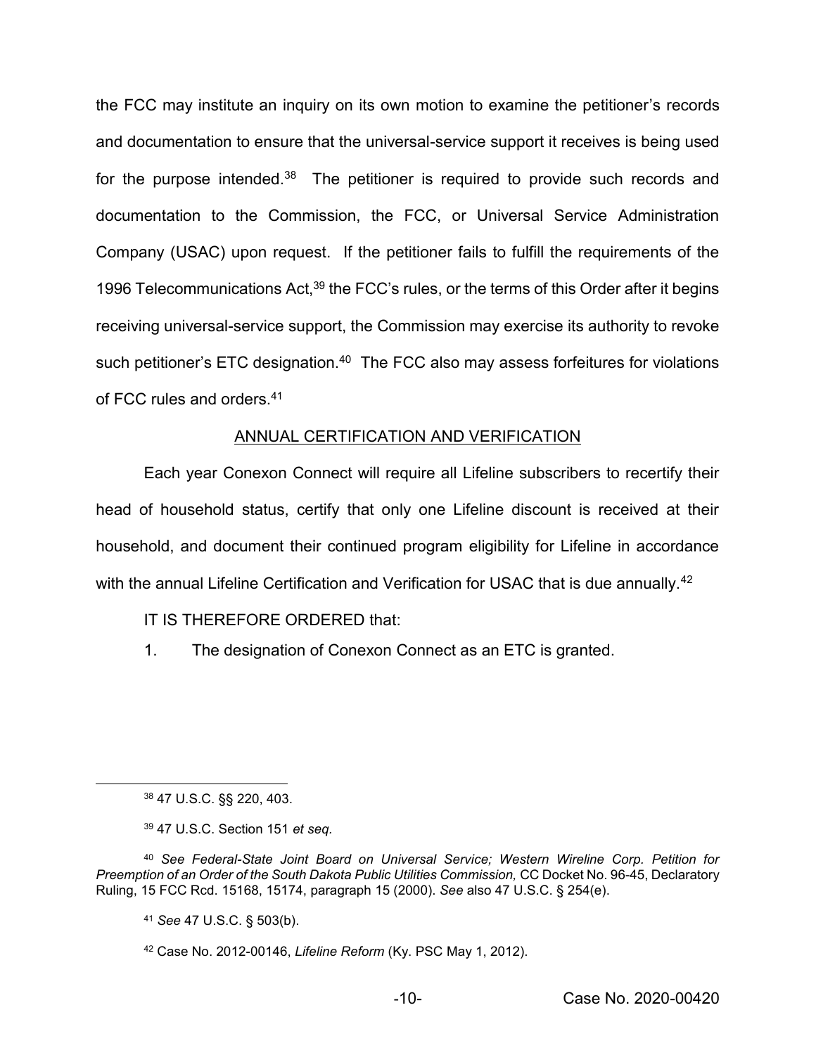the FCC may institute an inquiry on its own motion to examine the petitioner's records and documentation to ensure that the universal-service support it receives is being used for the purpose intended.[38] The petitioner is required to provide such records and documentation to the Commission, the FCC, or Universal Service Administration Company (USAC) upon request. If the petitioner fails to fulfill the requirements of the 1996 Telecommunications Act,[39] the FCC's rules, or the terms of this Order after it begins receiving universal-service support, the Commission may exercise its authority to revoke such petitioner's ETC designation.[40] The FCC also may assess forfeitures for violations of FCC rules and orders.[41]

ANNUAL CERTIFICATION AND VERIFICATION

Each year Conexon Connect will require all Lifeline subscribers to recertify their head of household status, certify that only one Lifeline discount is received at their household, and document their continued program eligibility for Lifeline in accordance with the annual Lifeline Certification and Verification for USAC that is due annually.[42]

IT IS THEREFORE ORDERED that:

1. The designation of Conexon Connect as an ETC is granted.

---

[38] 47 U.S.C. §§ 220, 403.

[39] 47 U.S.C. Section 151 *et seq.*

[40] *See Federal-State Joint Board on Universal Service; Western Wireline Corp. Petition for Preemption of an Order of the South Dakota Public Utilities Commission,* CC Docket No. 96-45, Declaratory Ruling, 15 FCC Rcd. 15168, 15174, paragraph 15 (2000). *See* also 47 U.S.C. § 254(e).

[41] *See* 47 U.S.C. § 503(b).

[42] Case No. 2012-00146, *Lifeline Reform* (Ky. PSC May 1, 2012).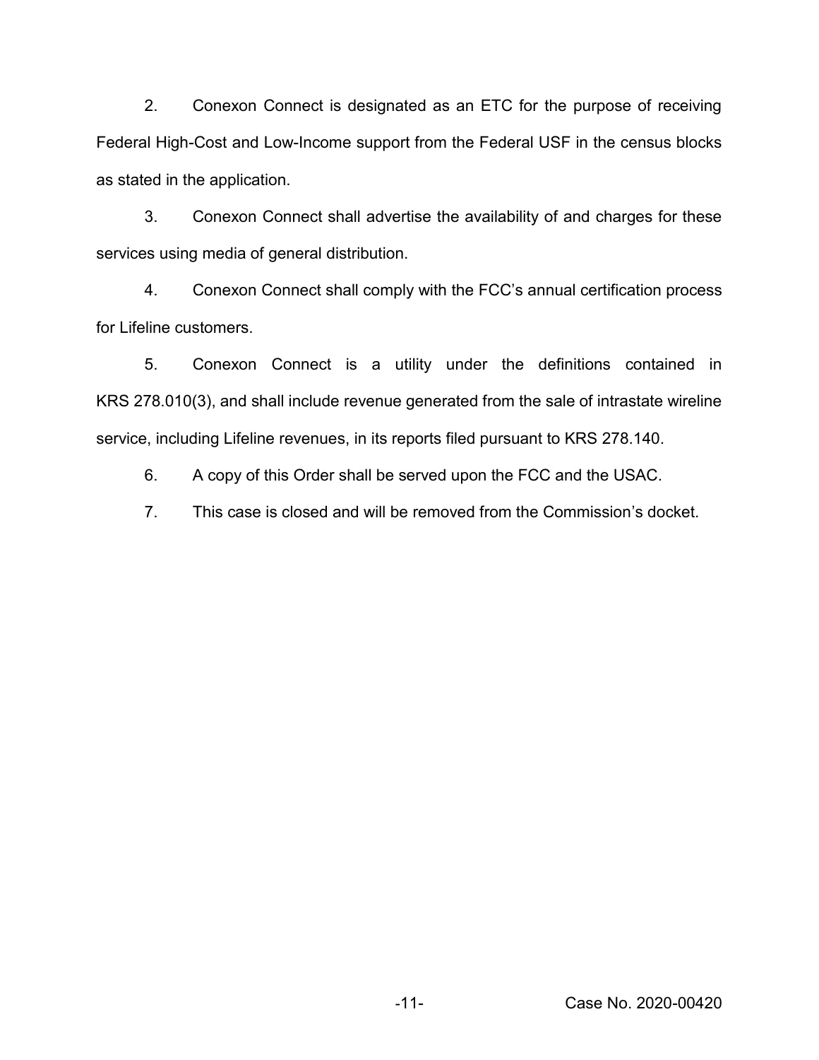2. Conexon Connect is designated as an ETC for the purpose of receiving Federal High-Cost and Low-Income support from the Federal USF in the census blocks as stated in the application.

3. Conexon Connect shall advertise the availability of and charges for these services using media of general distribution.

4. Conexon Connect shall comply with the FCC's annual certification process for Lifeline customers.

5. Conexon Connect is a utility under the definitions contained in KRS 278.010(3), and shall include revenue generated from the sale of intrastate wireline service, including Lifeline revenues, in its reports filed pursuant to KRS 278.140.

6. A copy of this Order shall be served upon the FCC and the USAC.

7. This case is closed and will be removed from the Commission's docket.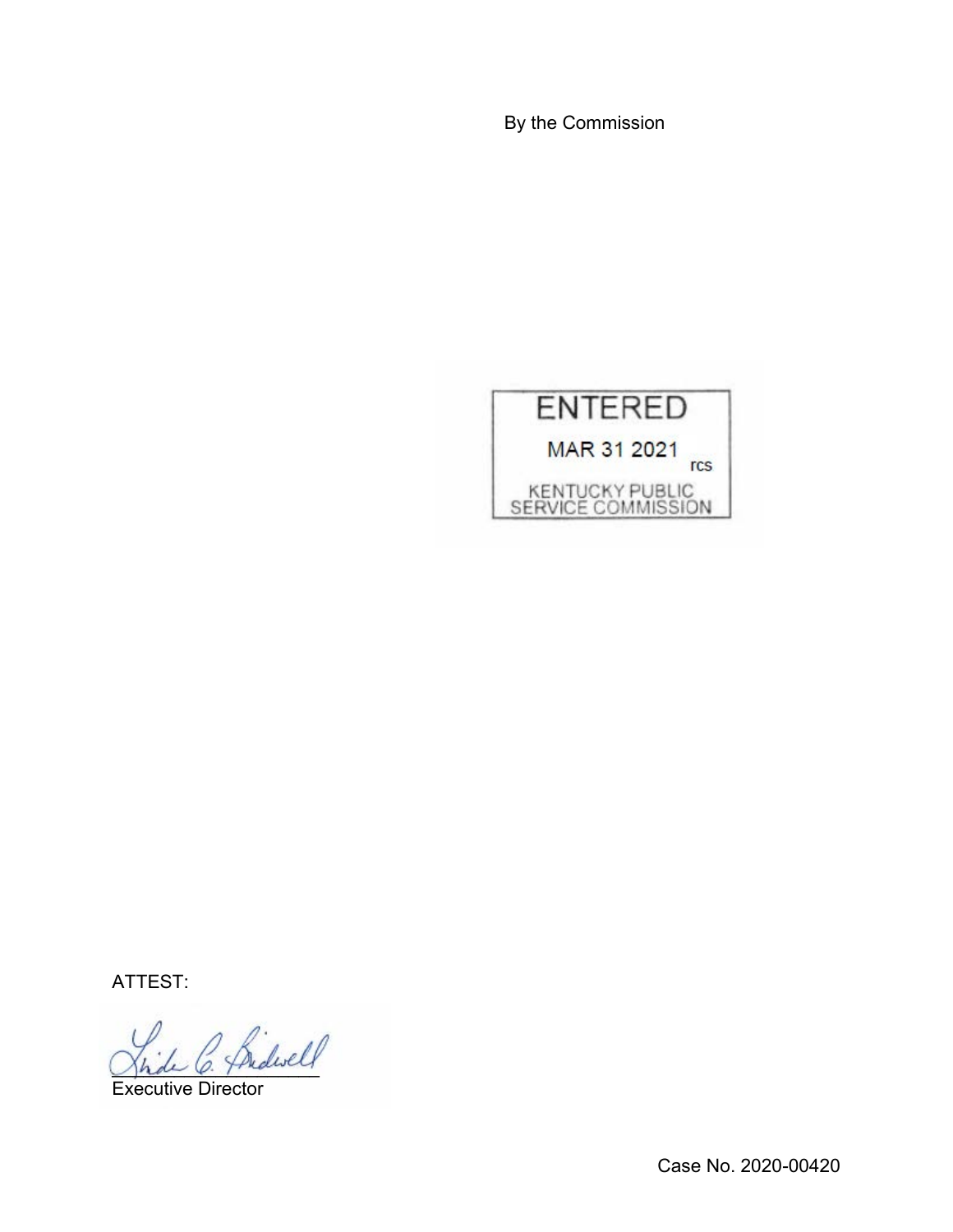By the Commission

ENTERED

MAR 31 2021

rcs

KENTUCKY PUBLIC SERVICE COMMISSION

ATTEST:

Executive Director

Case No. 2020-00420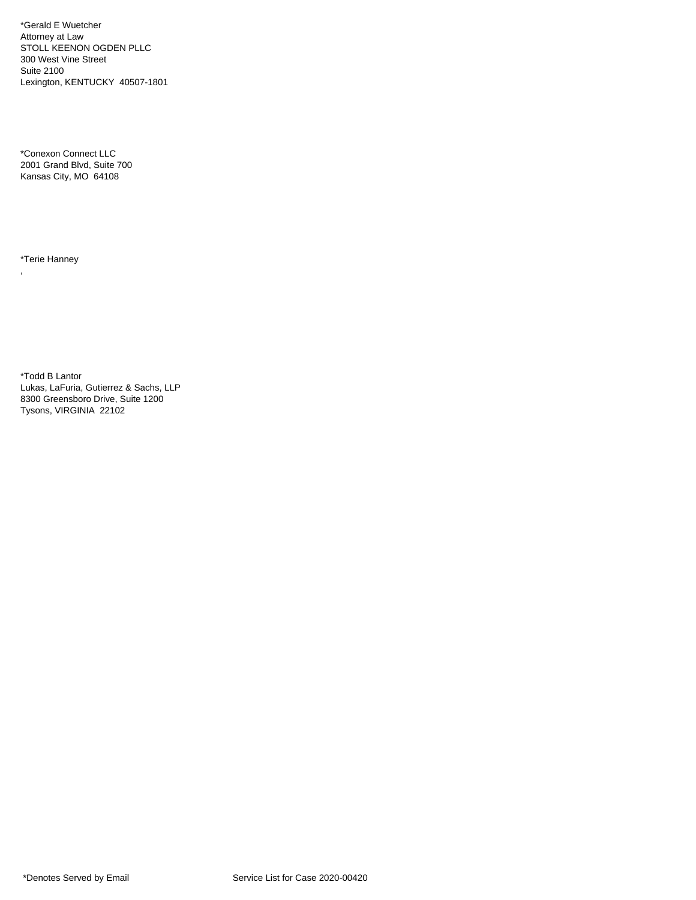*Gerald E Wuetcher
Attorney at Law
STOLL KEENON OGDEN PLLC
300 West Vine Street
Suite 2100
Lexington, KENTUCKY  40507-1801

*Conexon Connect LLC
2001 Grand Blvd, Suite 700
Kansas City, MO  64108

*Terie Hanney
,

*Todd B Lantor
Lukas, LaFuria, Gutierrez & Sachs, LLP
8300 Greensboro Drive, Suite 1200
Tysons, VIRGINIA  22102

*Denotes Served by Email

Service List for Case 2020-00420